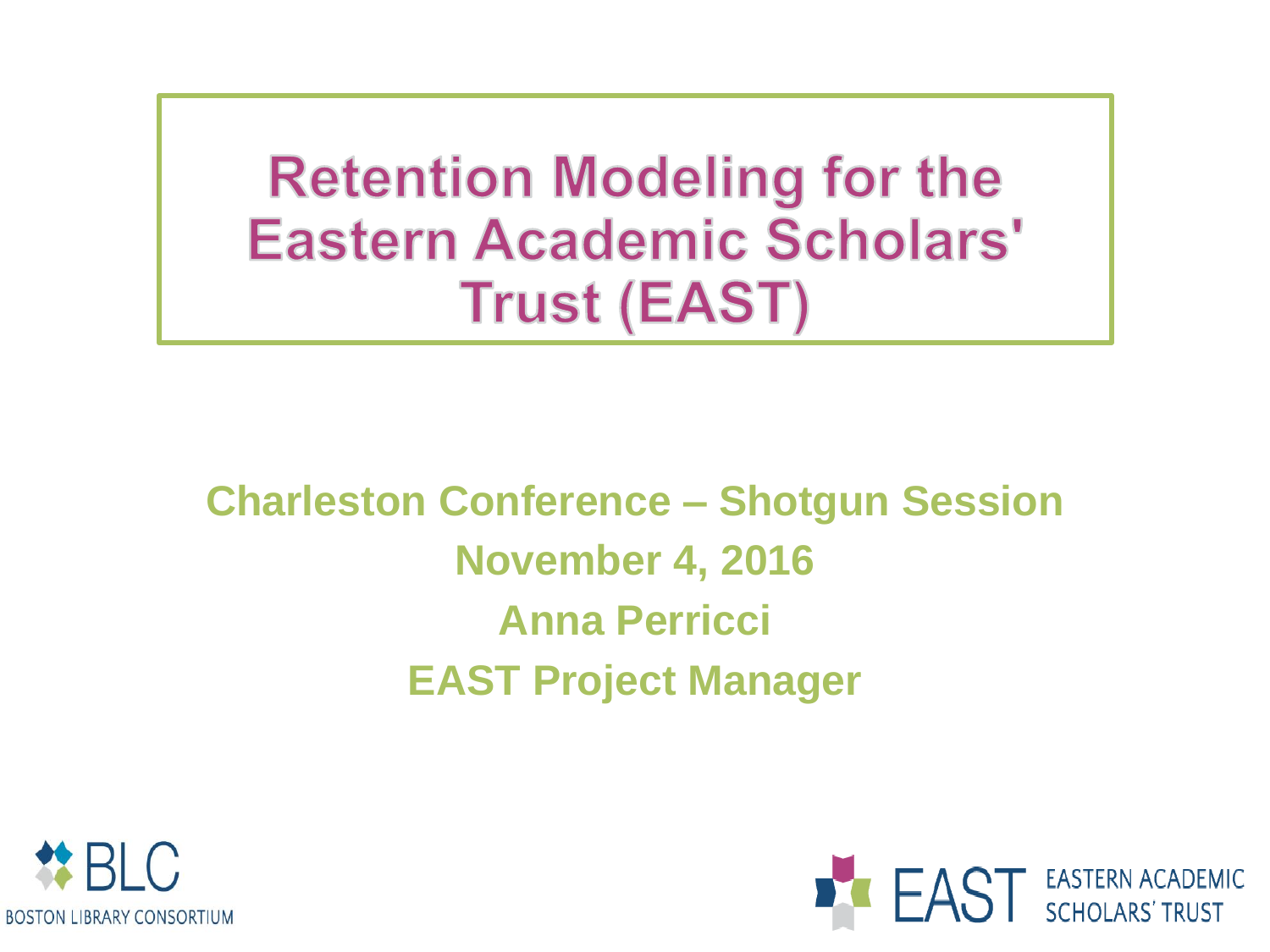# Retention Modeling for the Eastern Academic Scholars' Trust (EAST)

**Charleston Conference – Shotgun Session**

**November 4, 2016**

**Anna Perricci**

**EAST Project Manager**

BLC BOSTON LIBRARY CONSORTIUM

EAST EASTERN ACADEMIC SCHOLARS' TRUST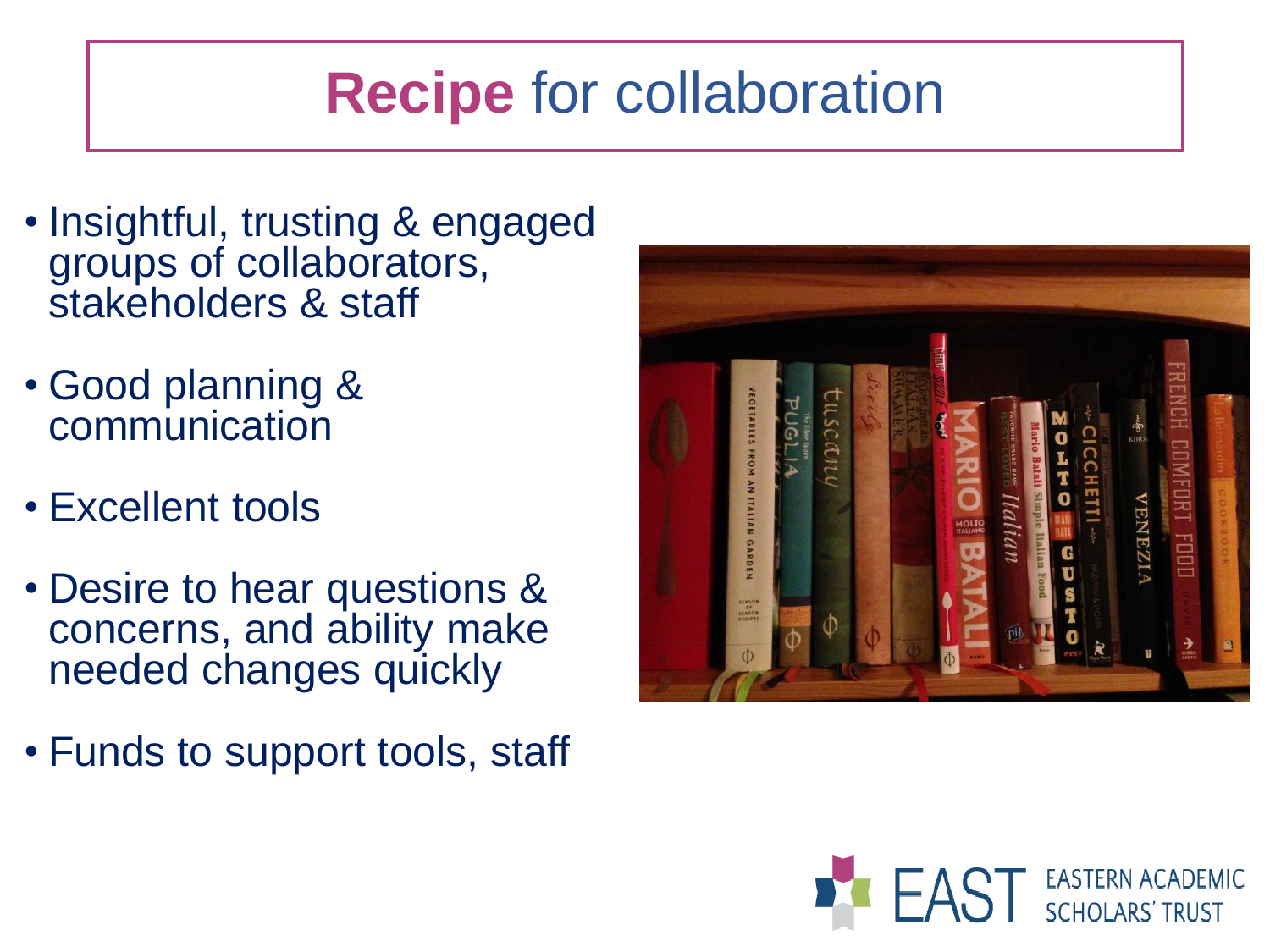# **Recipe** for collaboration

- Insightful, trusting & engaged groups of collaborators, stakeholders & staff
- Good planning & communication
- Excellent tools
- Desire to hear questions & concerns, and ability make needed changes quickly
- Funds to support tools, staff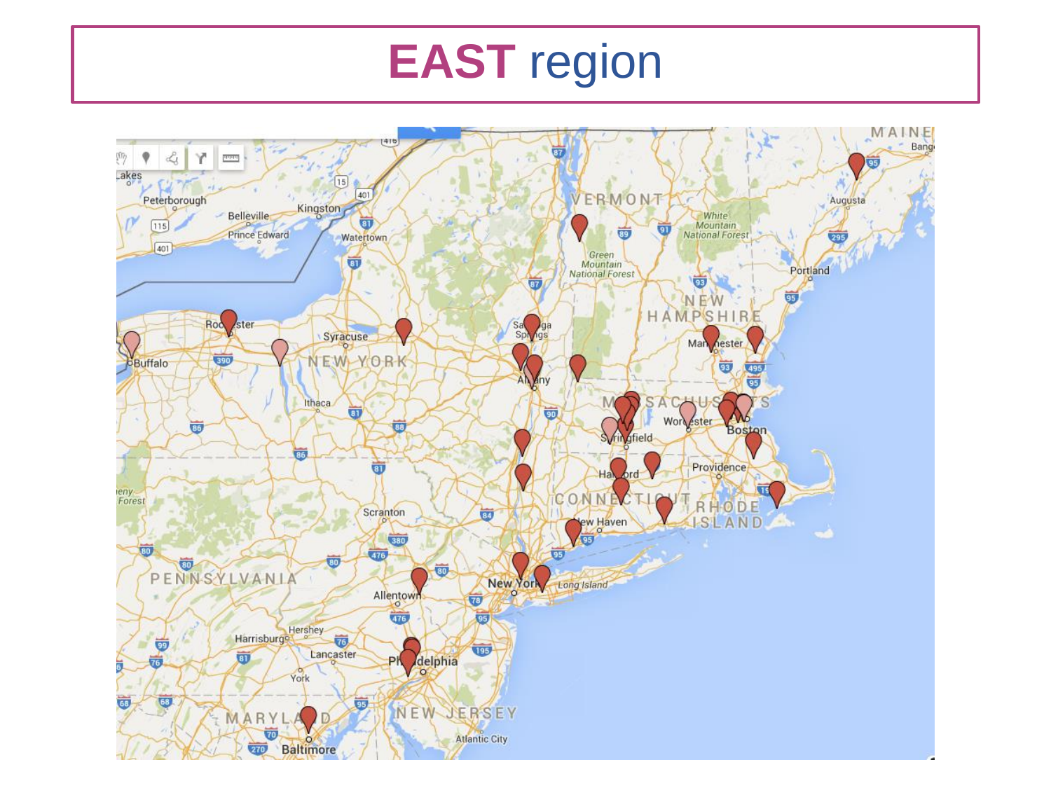# EAST region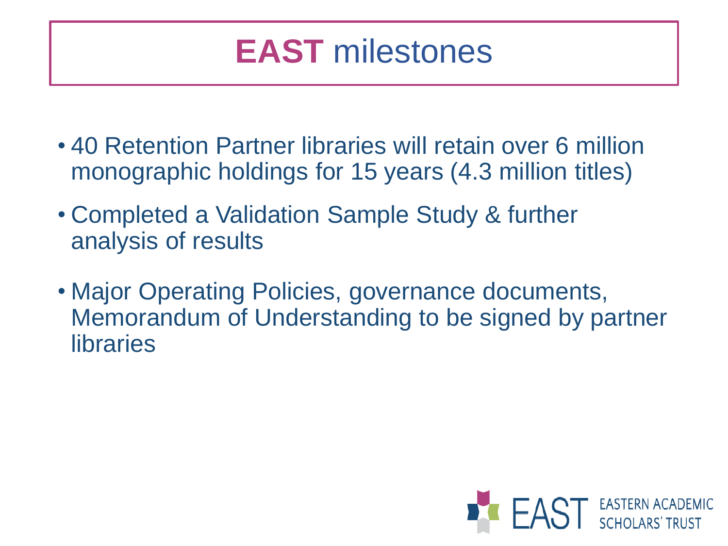# EAST milestones

- 40 Retention Partner libraries will retain over 6 million monographic holdings for 15 years (4.3 million titles)
- Completed a Validation Sample Study & further analysis of results
- Major Operating Policies, governance documents, Memorandum of Understanding to be signed by partner libraries

EAST EASTERN ACADEMIC SCHOLARS' TRUST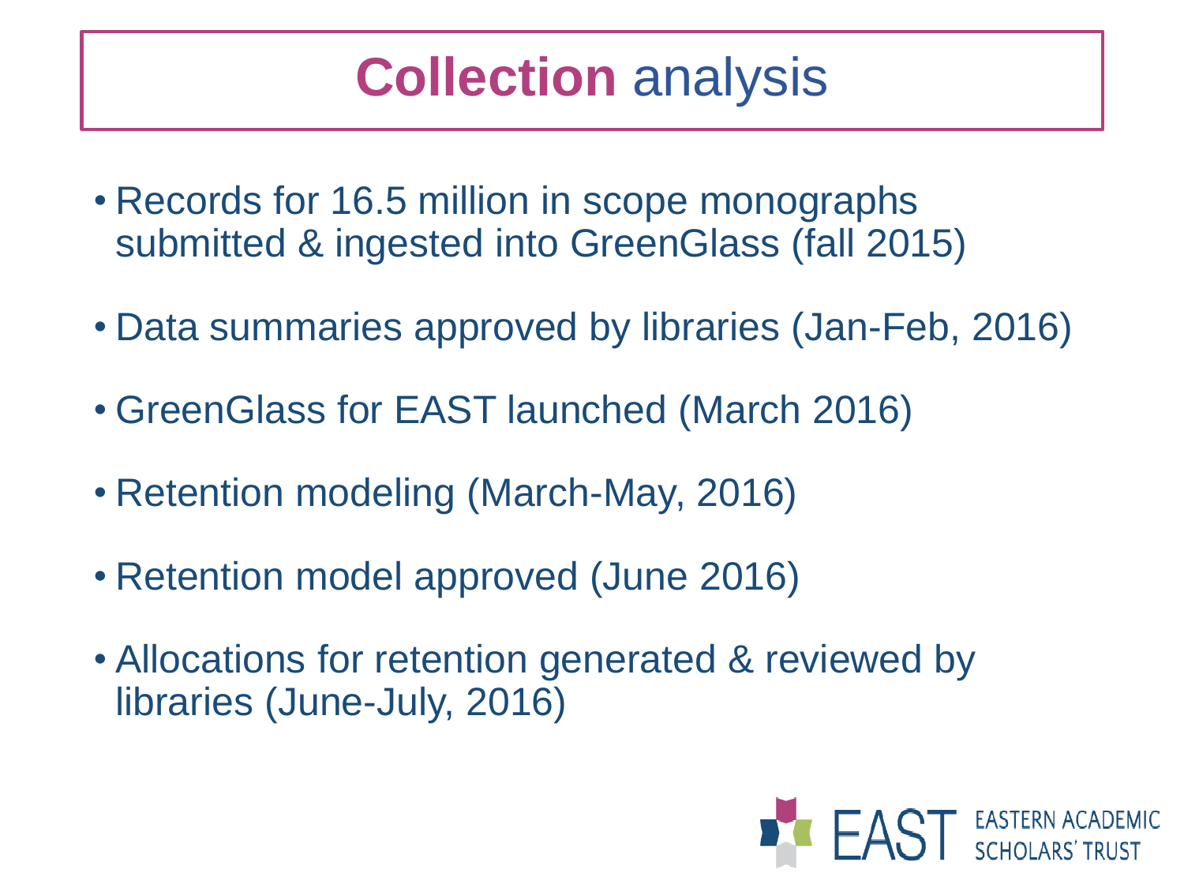# Collection analysis

- Records for 16.5 million in scope monographs submitted & ingested into GreenGlass (fall 2015)
- Data summaries approved by libraries (Jan-Feb, 2016)
- GreenGlass for EAST launched (March 2016)
- Retention modeling (March-May, 2016)
- Retention model approved (June 2016)
- Allocations for retention generated & reviewed by libraries (June-July, 2016)

EAST EASTERN ACADEMIC SCHOLARS' TRUST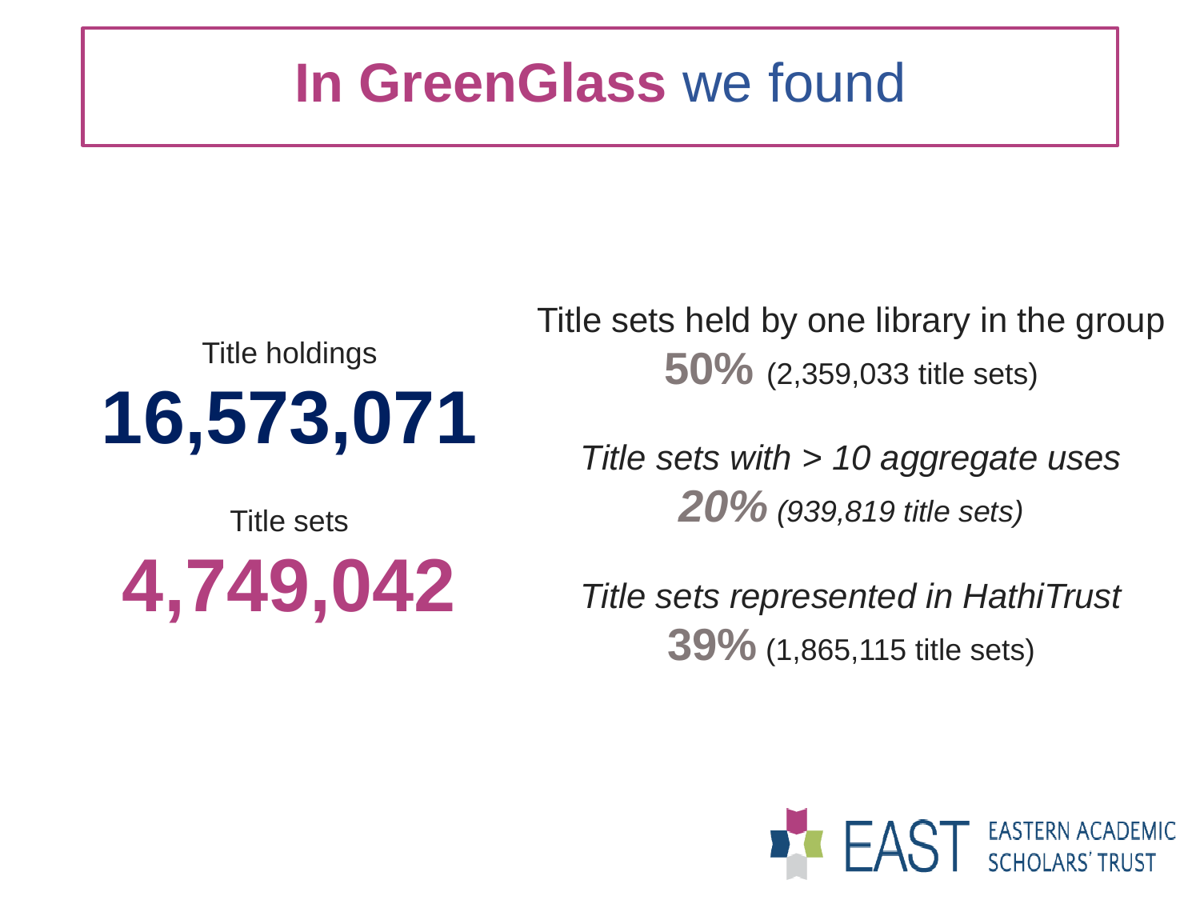# In GreenGlass we found

Title holdings

**16,573,071**

Title sets

**4,749,042**

Title sets held by one library in the group

**50%** (2,359,033 title sets)

*Title sets with > 10 aggregate uses*

***20%*** *(939,819 title sets)*

*Title sets represented in HathiTrust*

**39%** (1,865,115 title sets)

EAST EASTERN ACADEMIC SCHOLARS' TRUST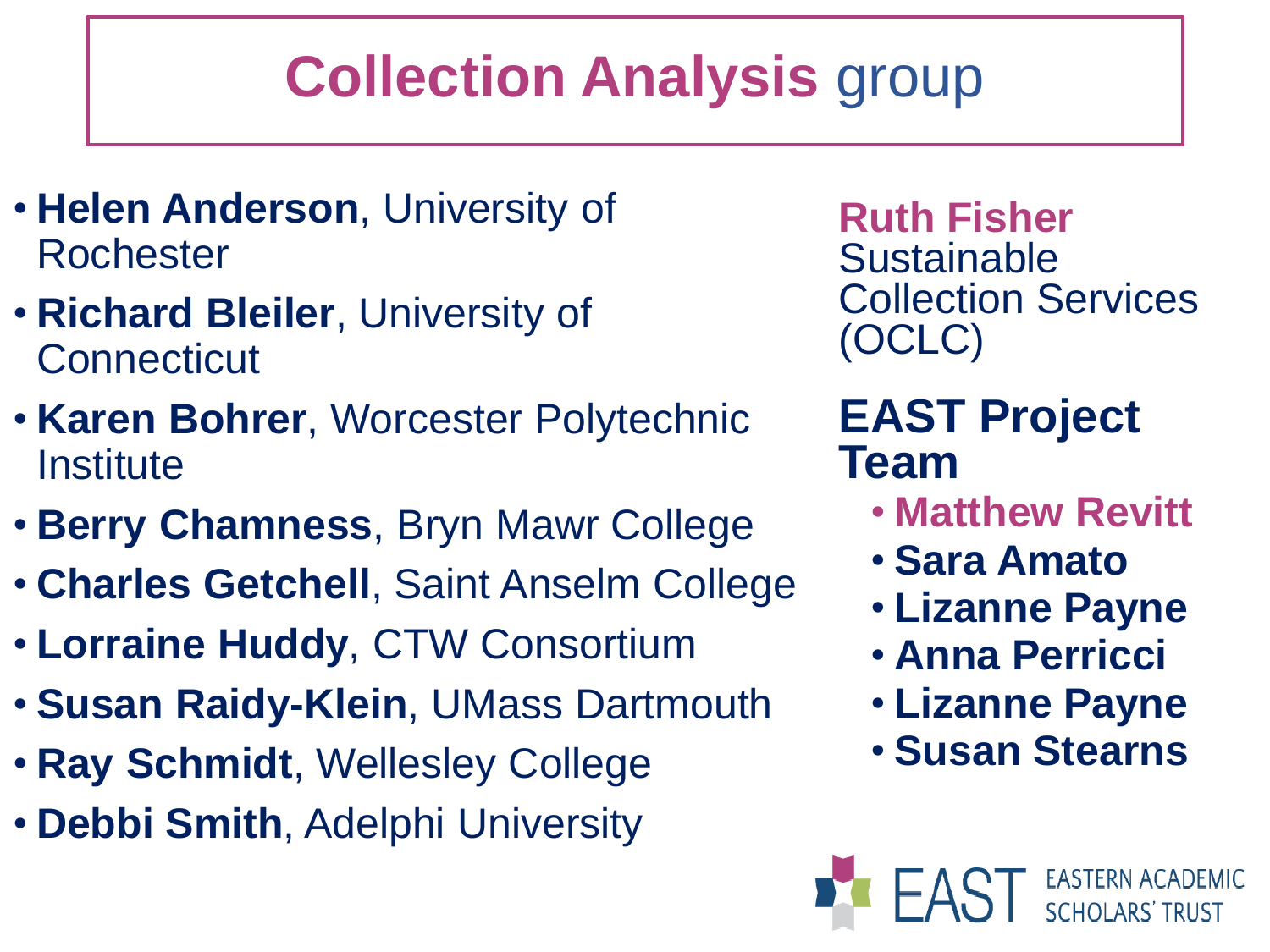# **Collection Analysis** group

- **Helen Anderson**, University of Rochester
- **Richard Bleiler**, University of Connecticut
- **Karen Bohrer**, Worcester Polytechnic Institute
- **Berry Chamness**, Bryn Mawr College
- **Charles Getchell**, Saint Anselm College
- **Lorraine Huddy**, CTW Consortium
- **Susan Raidy-Klein**, UMass Dartmouth
- **Ray Schmidt**, Wellesley College
- **Debbi Smith**, Adelphi University

**Ruth Fisher**
Sustainable Collection Services (OCLC)

## EAST Project Team

- **Matthew Revitt**
- **Sara Amato**
- **Lizanne Payne**
- **Anna Perricci**
- **Lizanne Payne**
- **Susan Stearns**

EAST EASTERN ACADEMIC SCHOLARS' TRUST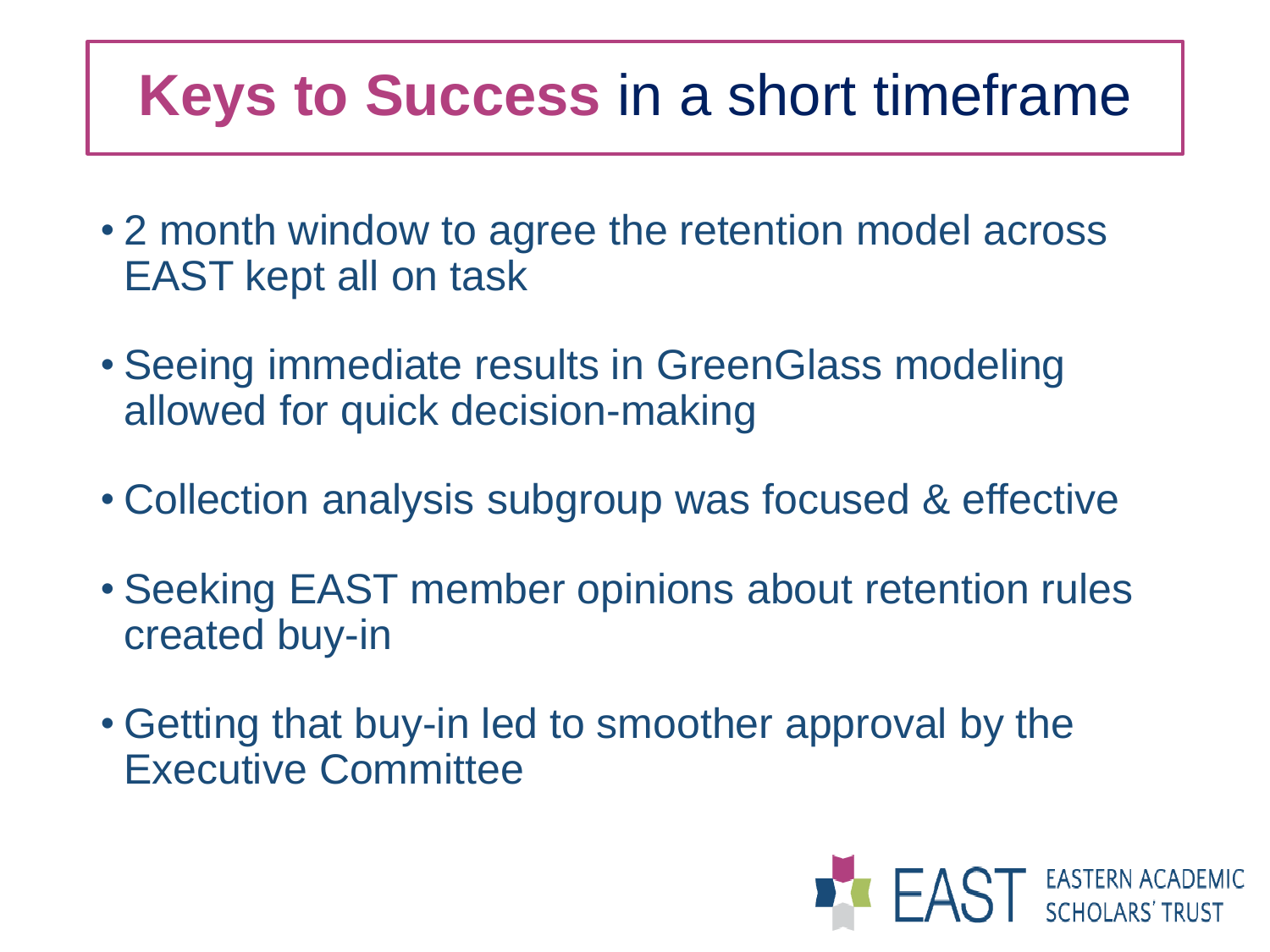# **Keys to Success** in a short timeframe

- 2 month window to agree the retention model across EAST kept all on task
- Seeing immediate results in GreenGlass modeling allowed for quick decision-making
- Collection analysis subgroup was focused & effective
- Seeking EAST member opinions about retention rules created buy-in
- Getting that buy-in led to smoother approval by the Executive Committee

EAST EASTERN ACADEMIC SCHOLARS' TRUST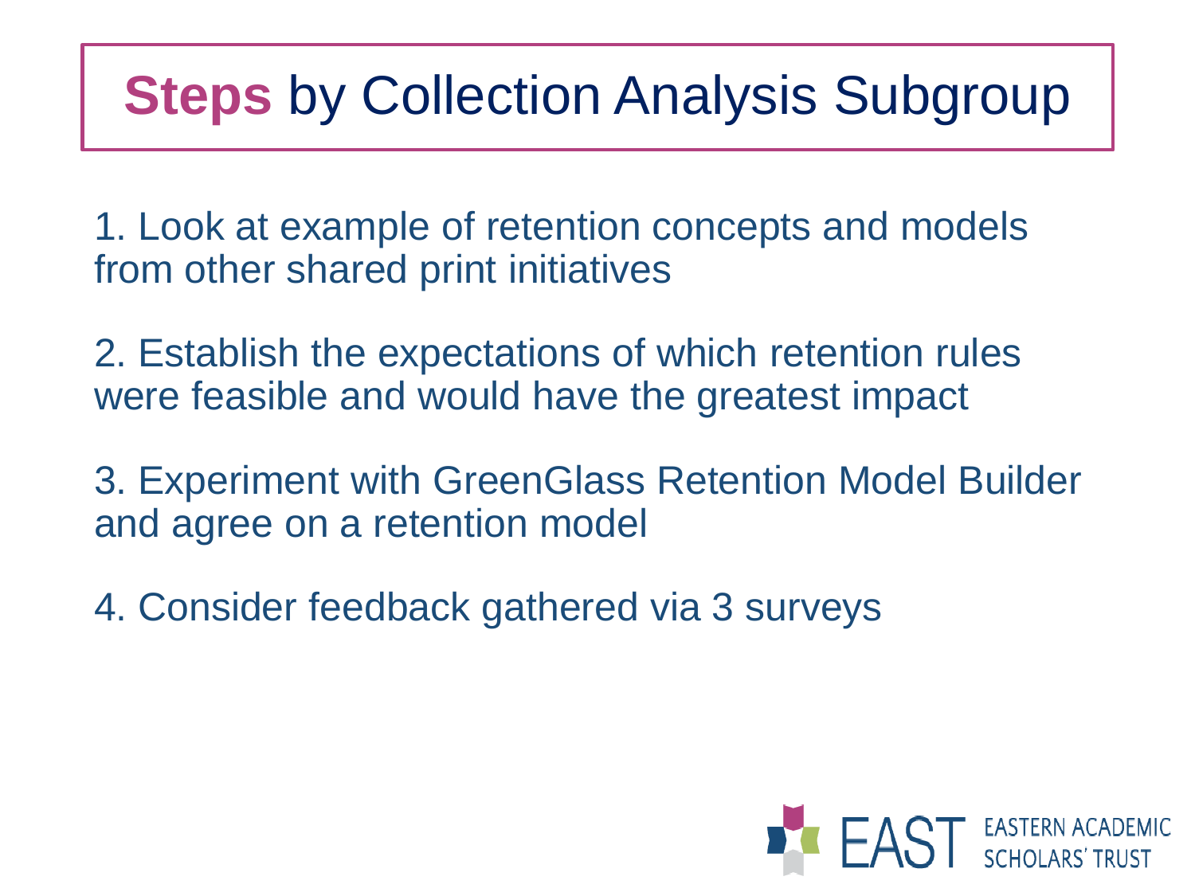# **Steps** by Collection Analysis Subgroup

1. Look at example of retention concepts and models from other shared print initiatives

2. Establish the expectations of which retention rules were feasible and would have the greatest impact

3. Experiment with GreenGlass Retention Model Builder and agree on a retention model

4. Consider feedback gathered via 3 surveys

EAST EASTERN ACADEMIC SCHOLARS' TRUST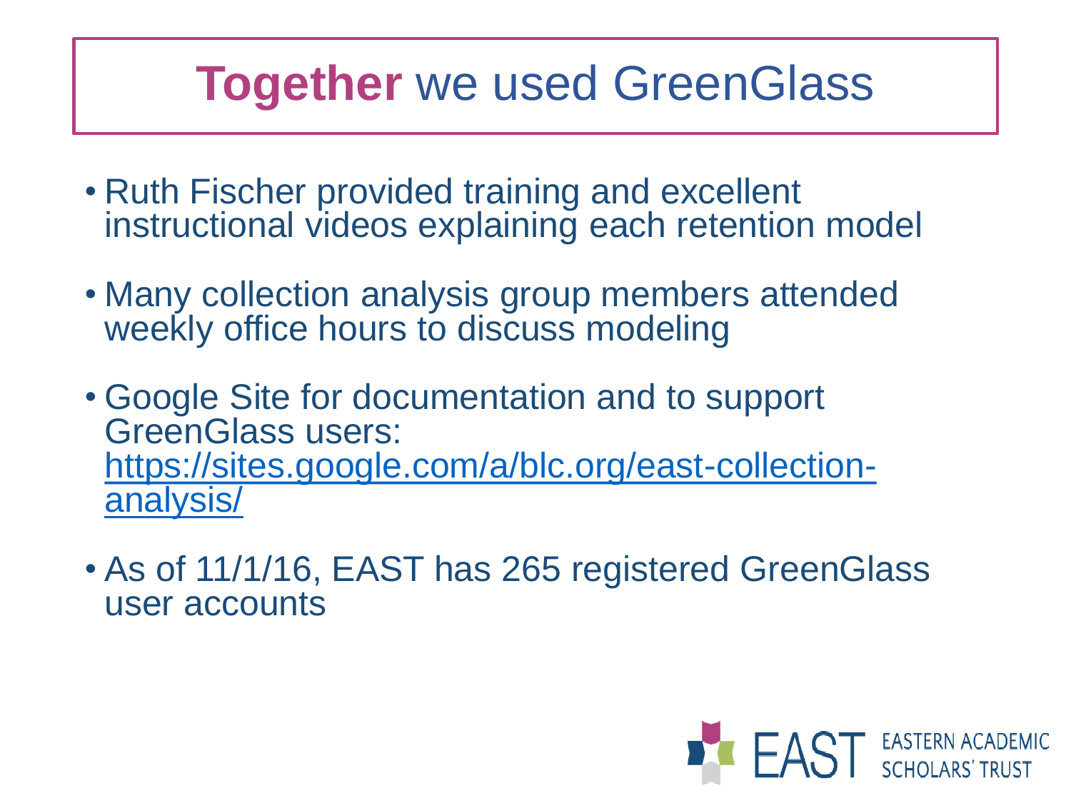# **Together** we used GreenGlass

- Ruth Fischer provided training and excellent instructional videos explaining each retention model
- Many collection analysis group members attended weekly office hours to discuss modeling
- Google Site for documentation and to support GreenGlass users: [https://sites.google.com/a/blc.org/east-collection-analysis/](https://sites.google.com/a/blc.org/east-collection-analysis/)
- As of 11/1/16, EAST has 265 registered GreenGlass user accounts

EAST EASTERN ACADEMIC SCHOLARS' TRUST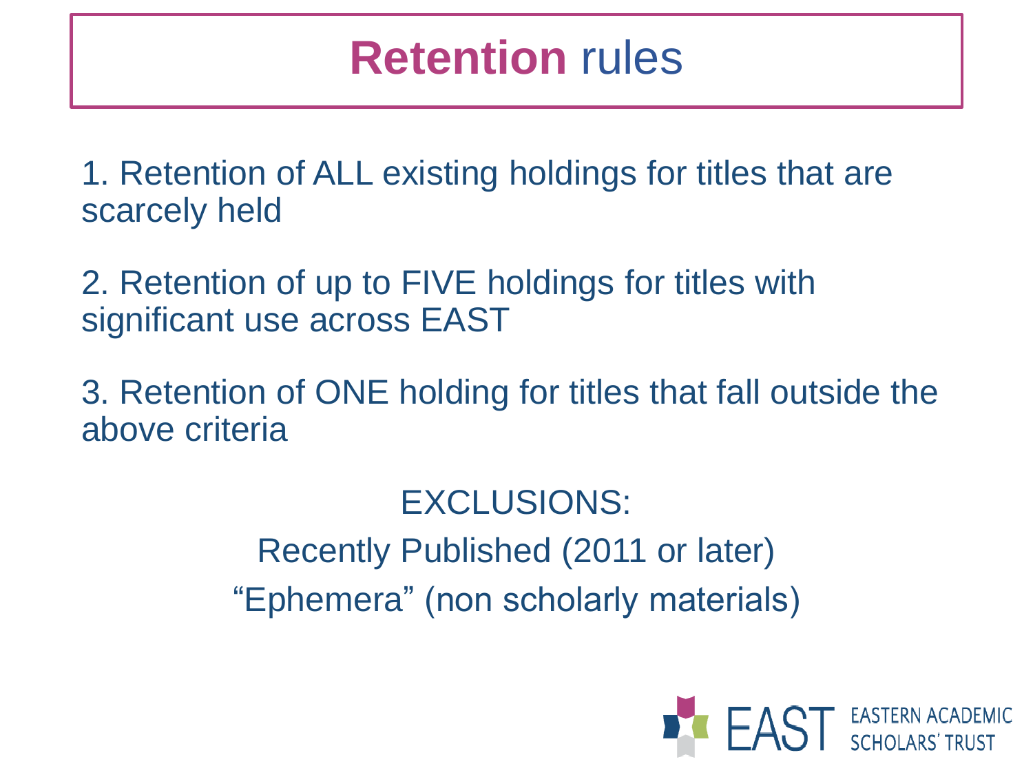# **Retention** rules

1. Retention of ALL existing holdings for titles that are scarcely held

2. Retention of up to FIVE holdings for titles with significant use across EAST

3. Retention of ONE holding for titles that fall outside the above criteria

EXCLUSIONS:

Recently Published (2011 or later)

"Ephemera" (non scholarly materials)

EAST EASTERN ACADEMIC SCHOLARS' TRUST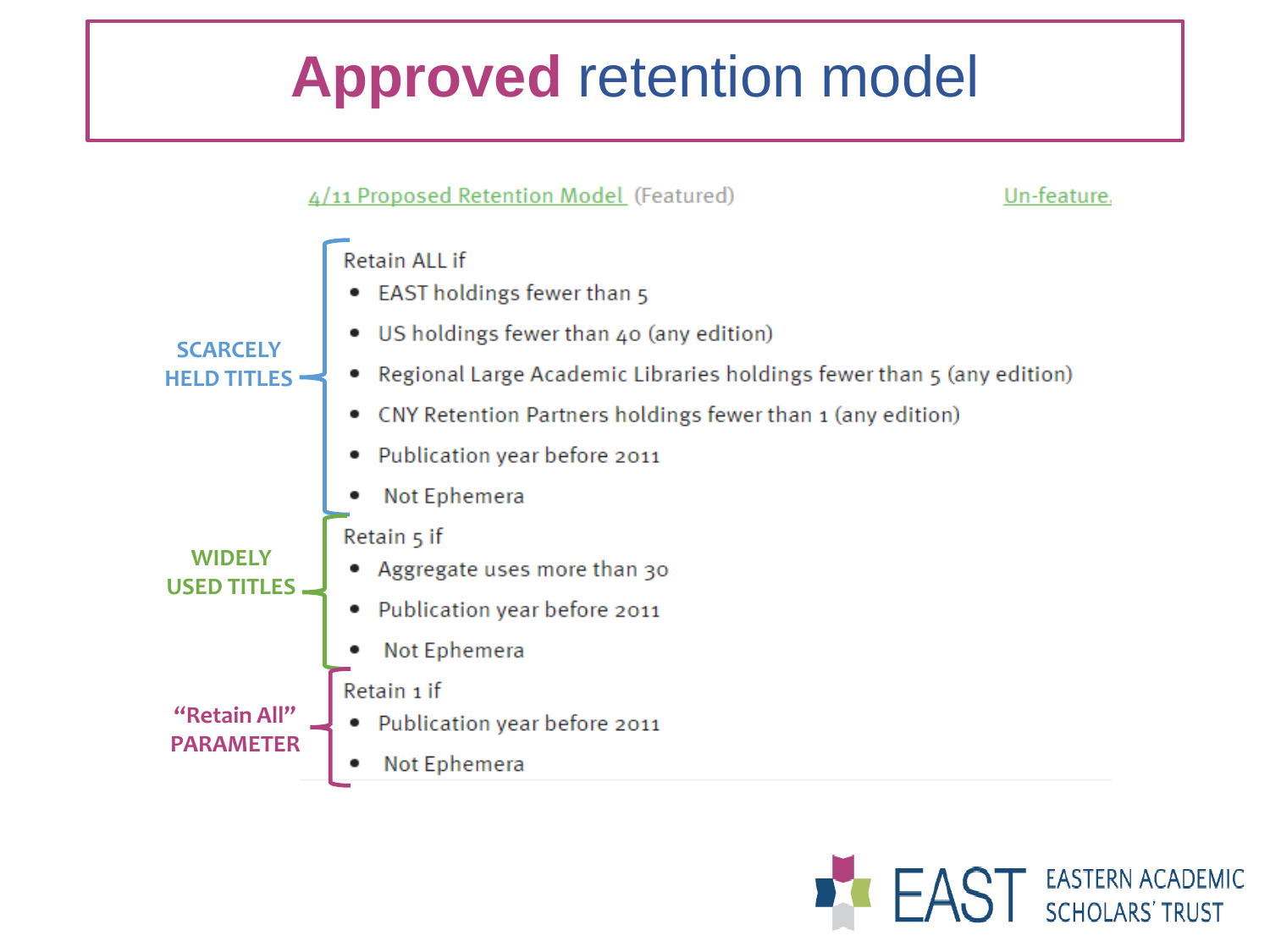# Approved retention model

4/11 Proposed Retention Model (Featured) Un-feature.

**SCARCELY HELD TITLES**

Retain ALL if

- EAST holdings fewer than 5
- US holdings fewer than 40 (any edition)
- Regional Large Academic Libraries holdings fewer than 5 (any edition)
- CNY Retention Partners holdings fewer than 1 (any edition)
- Publication year before 2011
- Not Ephemera

**WIDELY USED TITLES**

Retain 5 if

- Aggregate uses more than 30
- Publication year before 2011
- Not Ephemera

**"Retain All" PARAMETER**

Retain 1 if

- Publication year before 2011
- Not Ephemera

EAST EASTERN ACADEMIC SCHOLARS' TRUST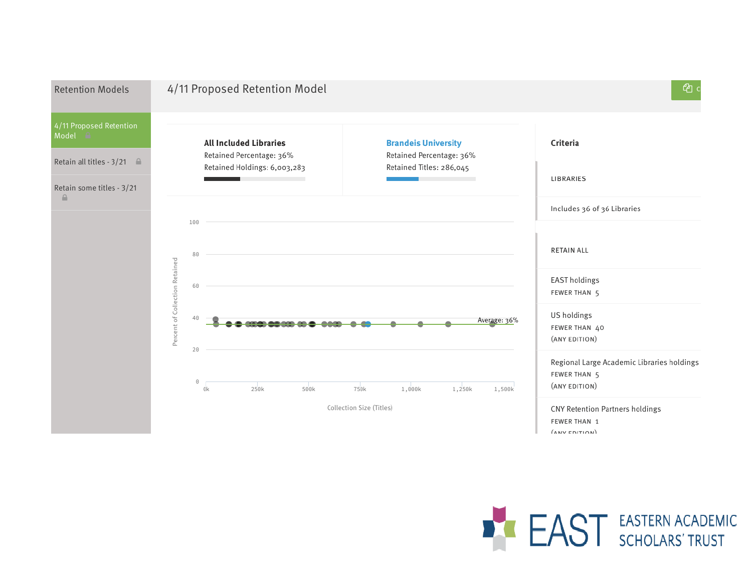## Retention Models

- 4/11 Proposed Retention Model
- Retain all titles - 3/21
- Retain some titles - 3/21

# 4/11 Proposed Retention Model

**All Included Libraries**
Retained Percentage: 36%
Retained Holdings: 6,003,283

**Brandeis University**
Retained Percentage: 36%
Retained Titles: 286,045

Percent of Collection Retained (0–100) vs. Collection Size (Titles) (0k–1,500k); Average: 36%

**Criteria**

LIBRARIES

Includes 36 of 36 Libraries

RETAIN ALL

EAST holdings
FEWER THAN 5

US holdings
FEWER THAN 40
(ANY EDITION)

Regional Large Academic Libraries holdings
FEWER THAN 5
(ANY EDITION)

CNY Retention Partners holdings
FEWER THAN 1
(ANY EDITION)

EAST EASTERN ACADEMIC SCHOLARS' TRUST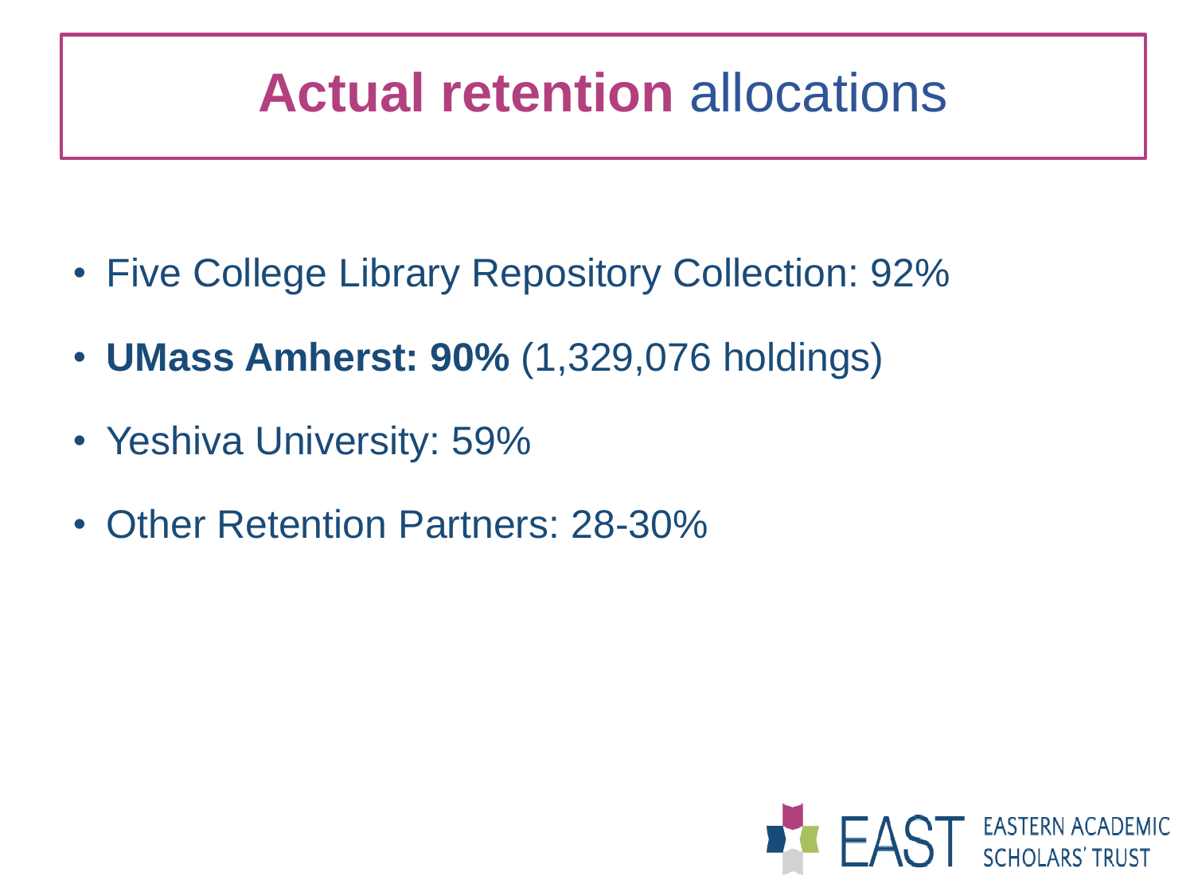# **Actual retention** allocations

- Five College Library Repository Collection: 92%
- **UMass Amherst: 90%** (1,329,076 holdings)
- Yeshiva University: 59%
- Other Retention Partners: 28-30%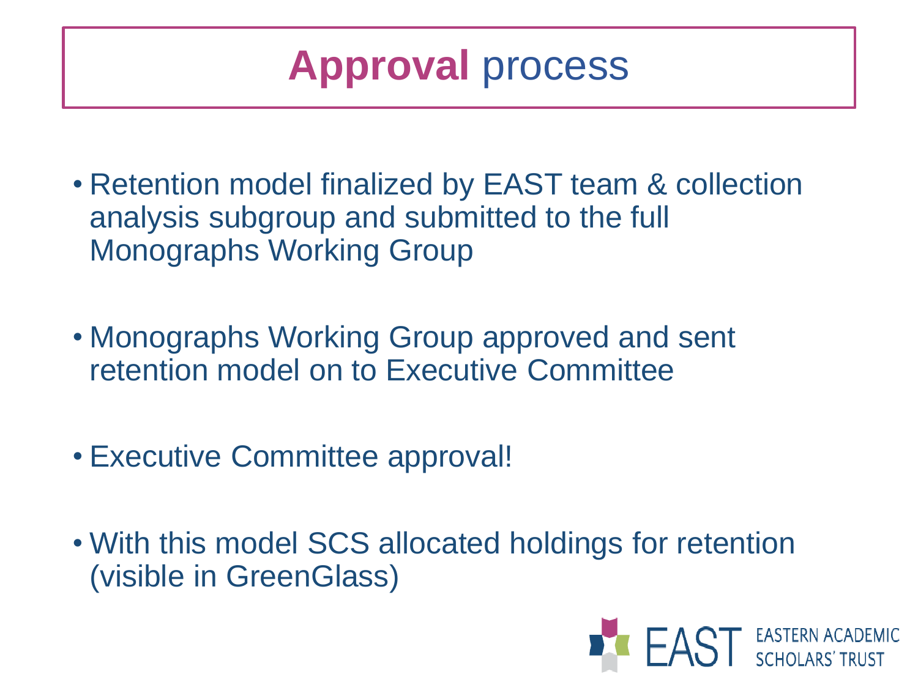# Approval process

- Retention model finalized by EAST team & collection analysis subgroup and submitted to the full Monographs Working Group
- Monographs Working Group approved and sent retention model on to Executive Committee
- Executive Committee approval!
- With this model SCS allocated holdings for retention (visible in GreenGlass)

EAST EASTERN ACADEMIC SCHOLARS' TRUST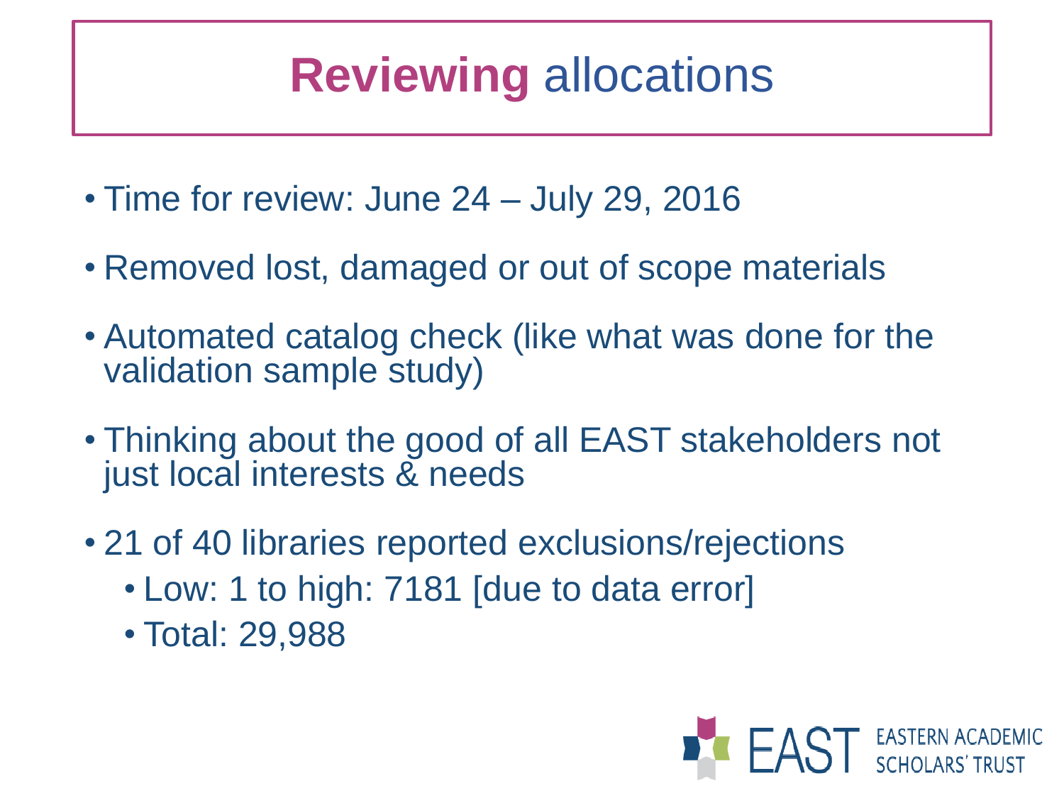# Reviewing allocations

- Time for review: June 24 – July 29, 2016
- Removed lost, damaged or out of scope materials
- Automated catalog check (like what was done for the validation sample study)
- Thinking about the good of all EAST stakeholders not just local interests & needs
- 21 of 40 libraries reported exclusions/rejections
  - Low: 1 to high: 7181 [due to data error]
  - Total: 29,988

EAST EASTERN ACADEMIC SCHOLARS' TRUST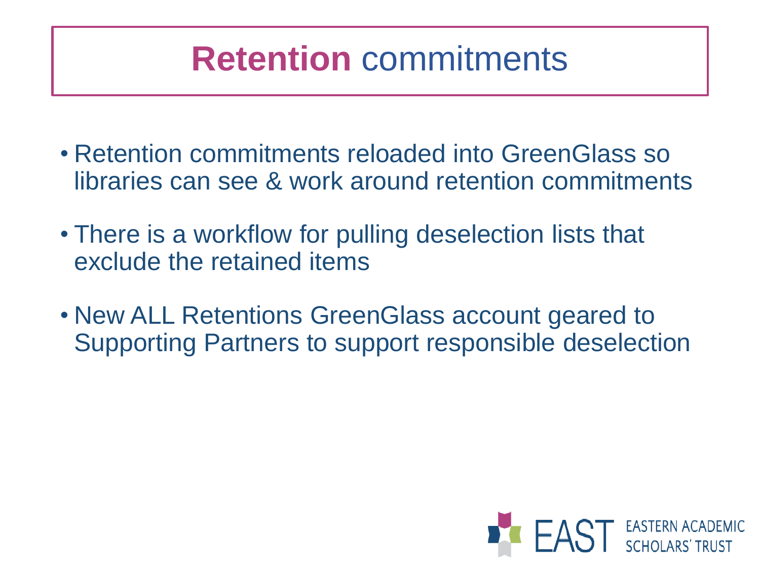# Retention commitments

- Retention commitments reloaded into GreenGlass so libraries can see & work around retention commitments
- There is a workflow for pulling deselection lists that exclude the retained items
- New ALL Retentions GreenGlass account geared to Supporting Partners to support responsible deselection

EAST EASTERN ACADEMIC SCHOLARS' TRUST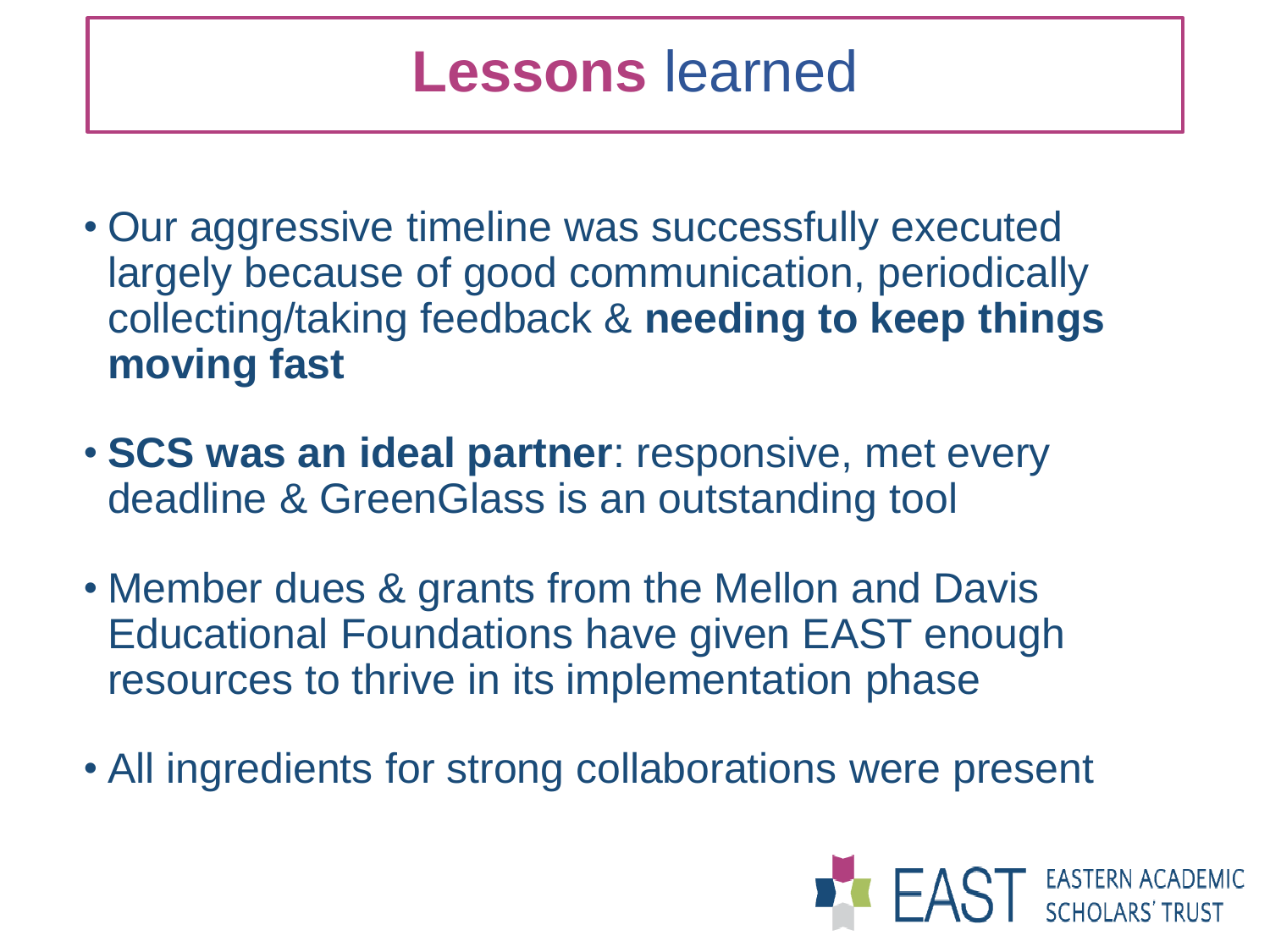# Lessons learned

- Our aggressive timeline was successfully executed largely because of good communication, periodically collecting/taking feedback & **needing to keep things moving fast**
- **SCS was an ideal partner**: responsive, met every deadline & GreenGlass is an outstanding tool
- Member dues & grants from the Mellon and Davis Educational Foundations have given EAST enough resources to thrive in its implementation phase
- All ingredients for strong collaborations were present

EAST EASTERN ACADEMIC SCHOLARS' TRUST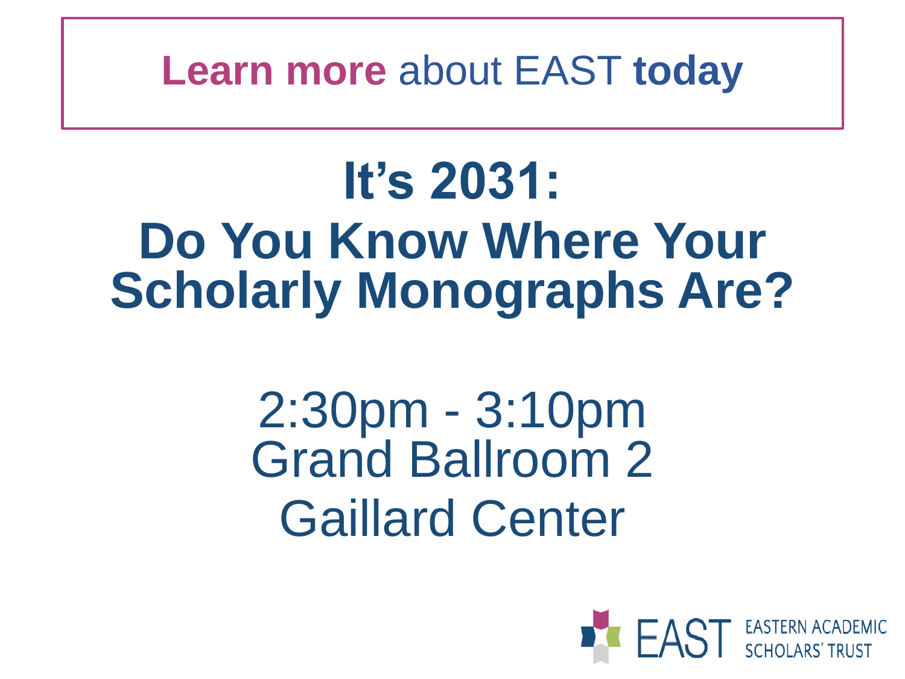**Learn more** about EAST **today**

# It's 2031: Do You Know Where Your Scholarly Monographs Are?

2:30pm - 3:10pm
Grand Ballroom 2
Gaillard Center

EAST EASTERN ACADEMIC SCHOLARS' TRUST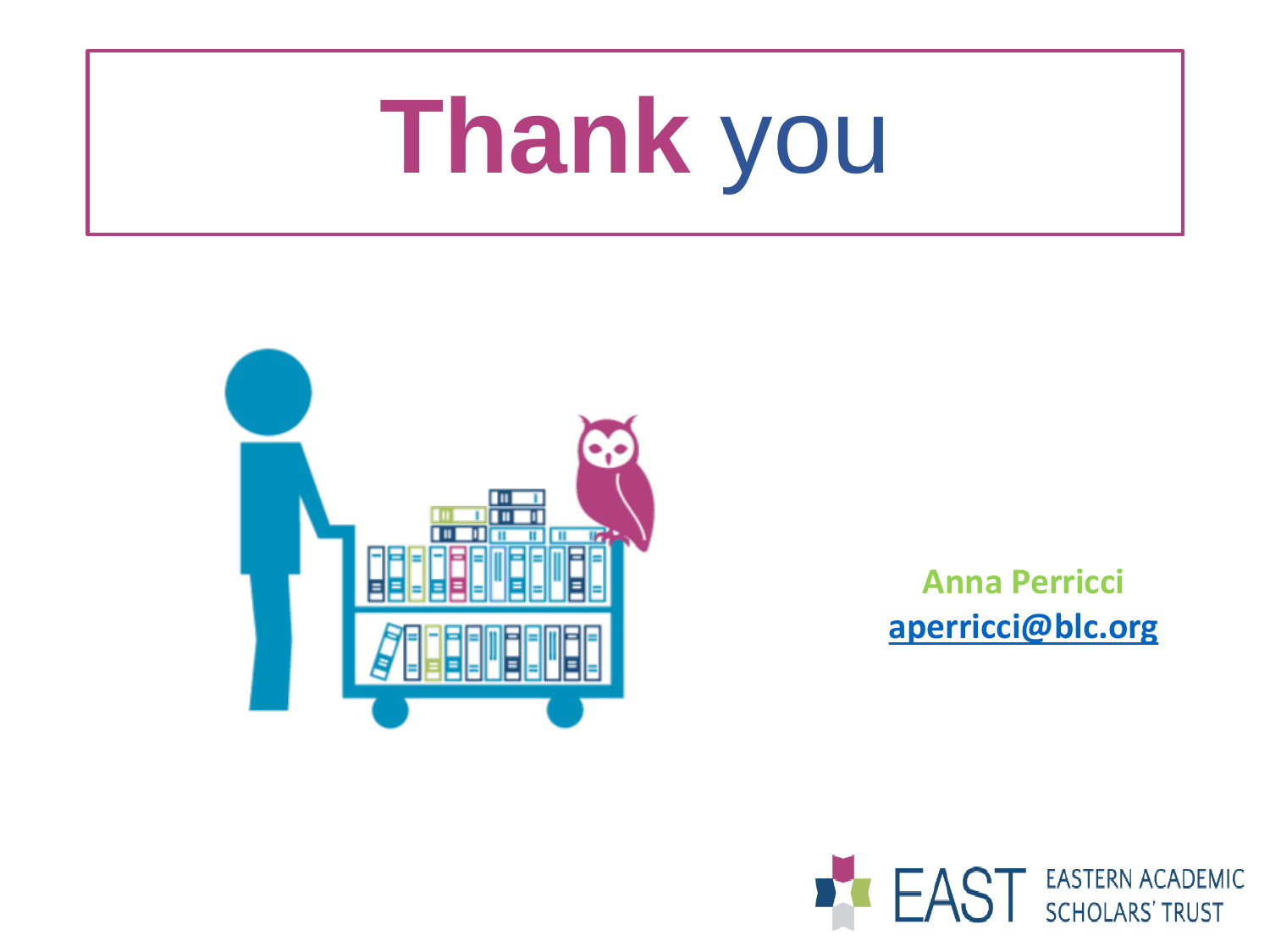# Thank you

**Anna Perricci**
aperricci@blc.org

EAST EASTERN ACADEMIC SCHOLARS' TRUST